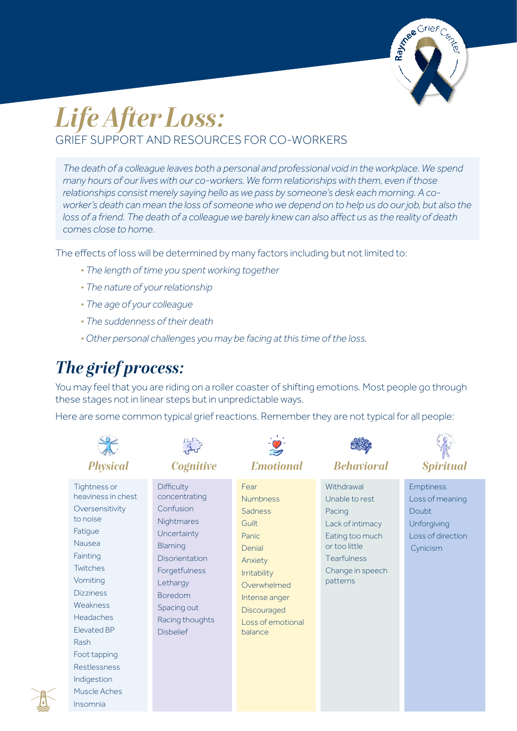# *Life After Loss:*

GRIEF SUPPORT AND RESOURCES FOR CO-WORKERS

*The death of a colleague leaves both a personal and professional void in the workplace. We spend many hours of our lives with our co-workers. We form relationships with them, even if those relationships consist merely saying hello as we pass by someone's desk each morning. A co-worker's death can mean the loss of someone who we depend on to help us do our job, but also the loss of a friend. The death of a colleague we barely knew can also affect us as the reality of death comes close to home.*

The effects of loss will be determined by many factors including but not limited to:

- *The length of time you spent working together*
- *The nature of your relationship*
- *The age of your colleague*
- *The suddenness of their death*
- *Other personal challenges you may be facing at this time of the loss.*

## *The grief process:*

You may feel that you are riding on a roller coaster of shifting emotions. Most people go through these stages not in linear steps but in unpredictable ways.

Here are some common typical grief reactions. Remember they are not typical for all people:

| *Physical* | *Cognitive* | *Emotional* | *Behavioral* | *Spiritual* |
|---|---|---|---|---|
| Tightness or heaviness in chest | Difficulty concentrating | Fear | Withdrawal | Emptiness |
| Oversensitivity to noise | Confusion | Numbness | Unable to rest | Loss of meaning |
| Fatigue | Nightmares | Sadness | Pacing | Doubt |
| Nausea | Uncertainty | Guilt | Lack of intimacy | Unforgiving |
| Fainting | Blaming | Panic | Eating too much or too little | Loss of direction |
| Twitches | Disorientation | Denial | Tearfulness | Cynicism |
| Vomiting | Forgetfulness | Anxiety | Change in speech patterns | |
| Dizziness | Lethargy | Irritability | | |
| Weakness | Boredom | Overwhelmed | | |
| Headaches | Spacing out | Intense anger | | |
| Elevated BP | Racing thoughts | Discouraged | | |
| Rash | Disbelief | Loss of emotional balance | | |
| Foot tapping | | | | |
| Restlessness | | | | |
| Indigestion | | | | |
| Muscle Aches | | | | |
| Insomnia | | | | |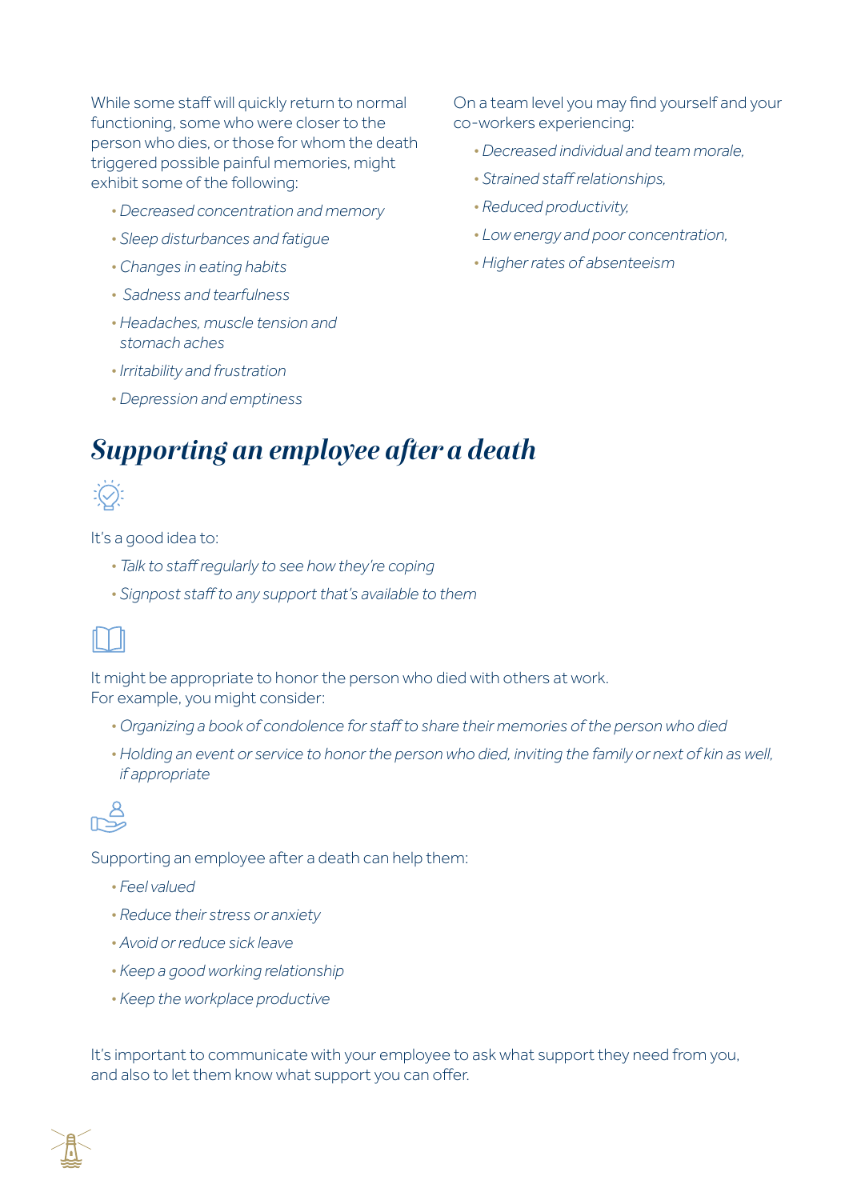While some staff will quickly return to normal functioning, some who were closer to the person who dies, or those for whom the death triggered possible painful memories, might exhibit some of the following:

- *Decreased concentration and memory*
- *Sleep disturbances and fatigue*
- *Changes in eating habits*
- *Sadness and tearfulness*
- *Headaches, muscle tension and stomach aches*
- *Irritability and frustration*
- *Depression and emptiness*

On a team level you may find yourself and your co-workers experiencing:

- *Decreased individual and team morale,*
- *Strained staff relationships,*
- *Reduced productivity,*
- *Low energy and poor concentration,*
- *Higher rates of absenteeism*

## *Supporting an employee after a death*

It's a good idea to:

- *Talk to staff regularly to see how they're coping*
- *Signpost staff to any support that's available to them*

It might be appropriate to honor the person who died with others at work. For example, you might consider:

- *Organizing a book of condolence for staff to share their memories of the person who died*
- *Holding an event or service to honor the person who died, inviting the family or next of kin as well, if appropriate*

Supporting an employee after a death can help them:

- *Feel valued*
- *Reduce their stress or anxiety*
- *Avoid or reduce sick leave*
- *Keep a good working relationship*
- *Keep the workplace productive*

It's important to communicate with your employee to ask what support they need from you, and also to let them know what support you can offer.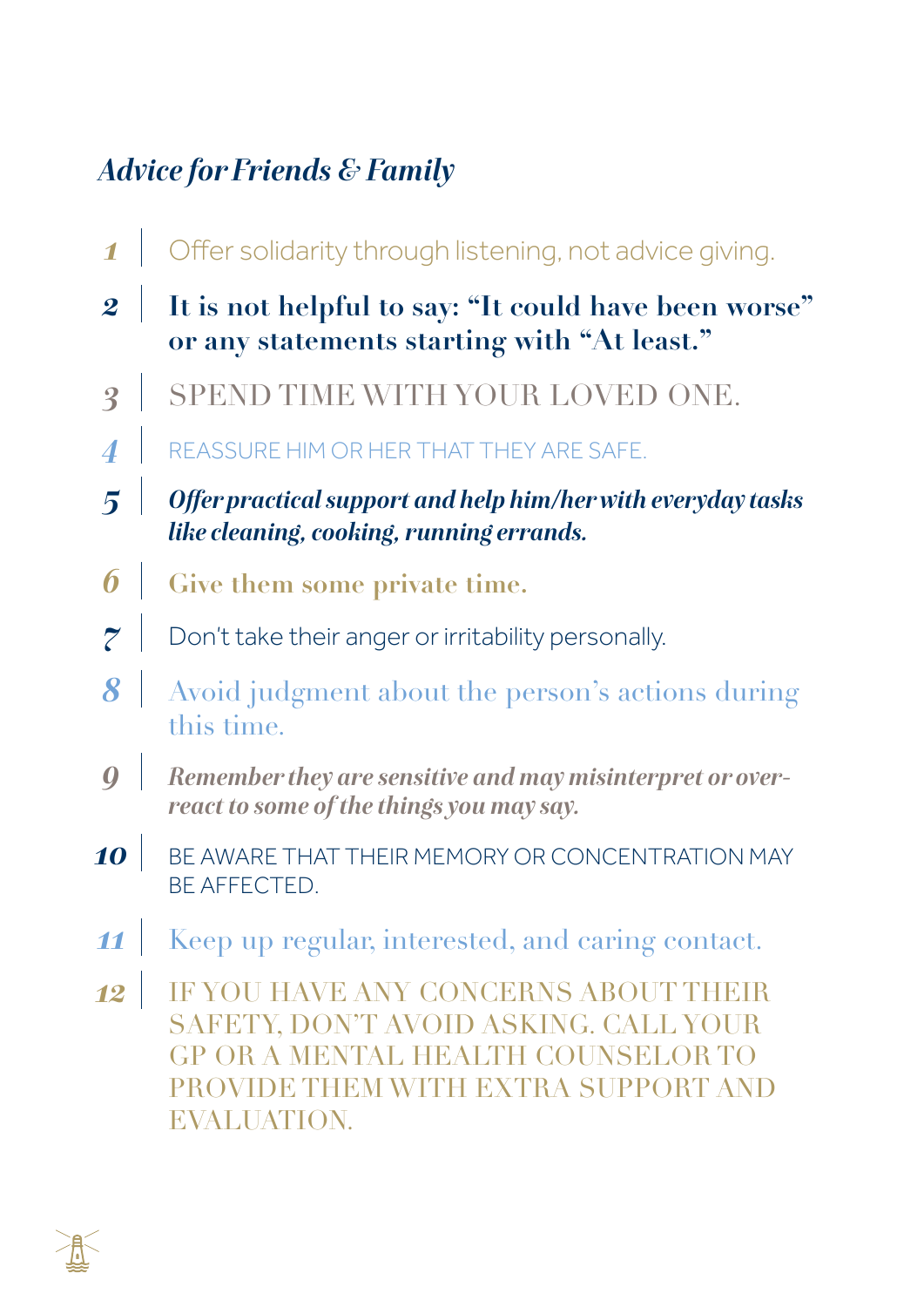## *Advice for Friends & Family*

1. Offer solidarity through listening, not advice giving.
2. **It is not helpful to say: "It could have been worse" or any statements starting with "At least."**
3. SPEND TIME WITH YOUR LOVED ONE.
4. REASSURE HIM OR HER THAT THEY ARE SAFE.
5. ***Offer practical support and help him/her with everyday tasks like cleaning, cooking, running errands.***
6. **Give them some private time.**
7. Don't take their anger or irritability personally.
8. Avoid judgment about the person's actions during this time.
9. ***Remember they are sensitive and may misinterpret or over-react to some of the things you may say.***
10. BE AWARE THAT THEIR MEMORY OR CONCENTRATION MAY BE AFFECTED.
11. Keep up regular, interested, and caring contact.
12. IF YOU HAVE ANY CONCERNS ABOUT THEIR SAFETY, DON'T AVOID ASKING. CALL YOUR GP OR A MENTAL HEALTH COUNSELOR TO PROVIDE THEM WITH EXTRA SUPPORT AND EVALUATION.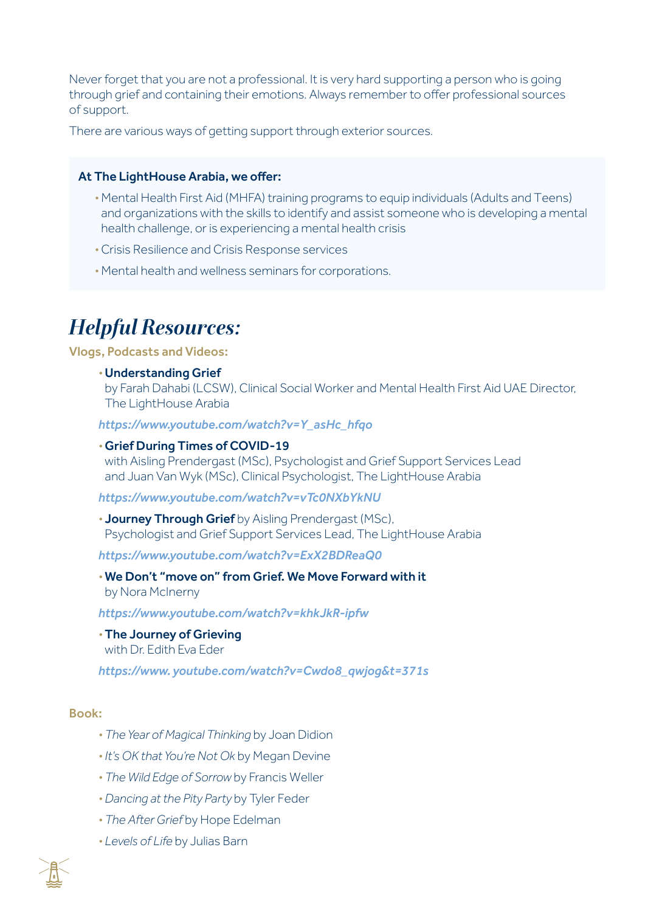Never forget that you are not a professional. It is very hard supporting a person who is going through grief and containing their emotions. Always remember to offer professional sources of support.

There are various ways of getting support through exterior sources.

**At The LightHouse Arabia, we offer:**

- Mental Health First Aid (MHFA) training programs to equip individuals (Adults and Teens) and organizations with the skills to identify and assist someone who is developing a mental health challenge, or is experiencing a mental health crisis
- Crisis Resilience and Crisis Response services
- Mental health and wellness seminars for corporations.

## *Helpful Resources:*

### Vlogs, Podcasts and Videos:

- **Understanding Grief**
  by Farah Dahabi (LCSW), Clinical Social Worker and Mental Health First Aid UAE Director, The LightHouse Arabia

  *https://www.youtube.com/watch?v=Y_asHc_hfqo*

- **Grief During Times of COVID-19**
  with Aisling Prendergast (MSc), Psychologist and Grief Support Services Lead and Juan Van Wyk (MSc), Clinical Psychologist, The LightHouse Arabia

  *https://www.youtube.com/watch?v=vTc0NXbYkNU*

- **Journey Through Grief** by Aisling Prendergast (MSc), Psychologist and Grief Support Services Lead, The LightHouse Arabia

  *https://www.youtube.com/watch?v=ExX2BDReaQ0*

- **We Don't "move on" from Grief. We Move Forward with it**
  by Nora McInerny

  *https://www.youtube.com/watch?v=khkJkR-ipfw*

- **The Journey of Grieving**
  with Dr. Edith Eva Eder

  *https://www. youtube.com/watch?v=Cwdo8_qwjog&t=371s*

### Book:

- *The Year of Magical Thinking* by Joan Didion
- *It's OK that You're Not Ok* by Megan Devine
- *The Wild Edge of Sorrow* by Francis Weller
- *Dancing at the Pity Party* by Tyler Feder
- *The After Grief* by Hope Edelman
- *Levels of Life* by Julias Barn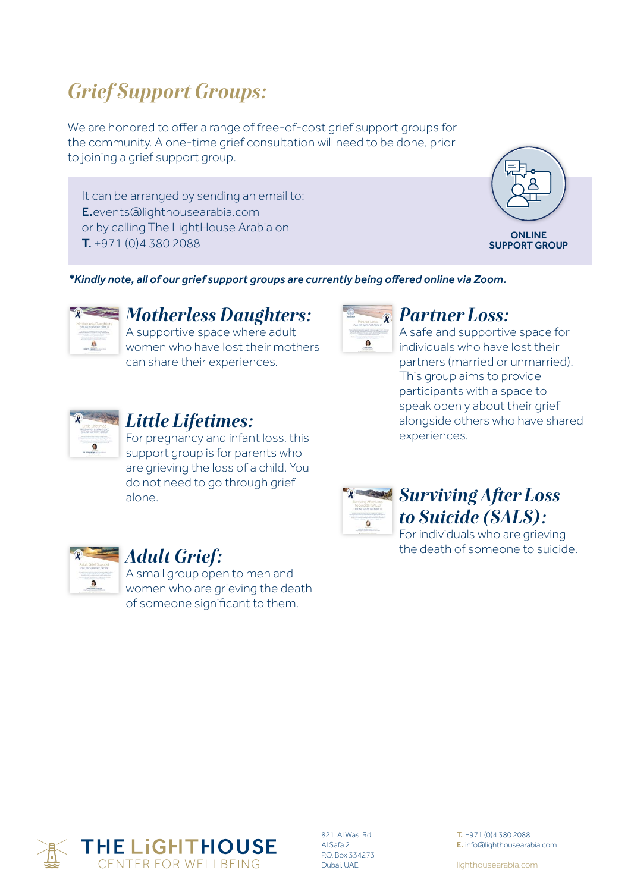## *Grief Support Groups:*

We are honored to offer a range of free-of-cost grief support groups for the community. A one-time grief consultation will need to be done, prior to joining a grief support group.

It can be arranged by sending an email to:
**E.**events@lighthousearabia.com
or by calling The LightHouse Arabia on
**T.** +971 (0)4 380 2088

**ONLINE SUPPORT GROUP**

***Kindly note, all of our grief support groups are currently being offered online via Zoom.***

### *Motherless Daughters:*

A supportive space where adult women who have lost their mothers can share their experiences.

### *Little Lifetimes:*

For pregnancy and infant loss, this support group is for parents who are grieving the loss of a child. You do not need to go through grief alone.

### *Adult Grief:*

A small group open to men and women who are grieving the death of someone significant to them.

### *Partner Loss:*

A safe and supportive space for individuals who have lost their partners (married or unmarried). This group aims to provide participants with a space to speak openly about their grief alongside others who have shared experiences.

### *Surviving After Loss to Suicide (SALS):*

For individuals who are grieving the death of someone to suicide.

THE LiGHTHOUSE
CENTER FOR WELLBEING

821 Al Wasl Rd
Al Safa 2
P.O. Box 334273
Dubai, UAE

**T.** +971 (0)4 380 2088
**E.** info@lighthousearabia.com

lighthousearabia.com